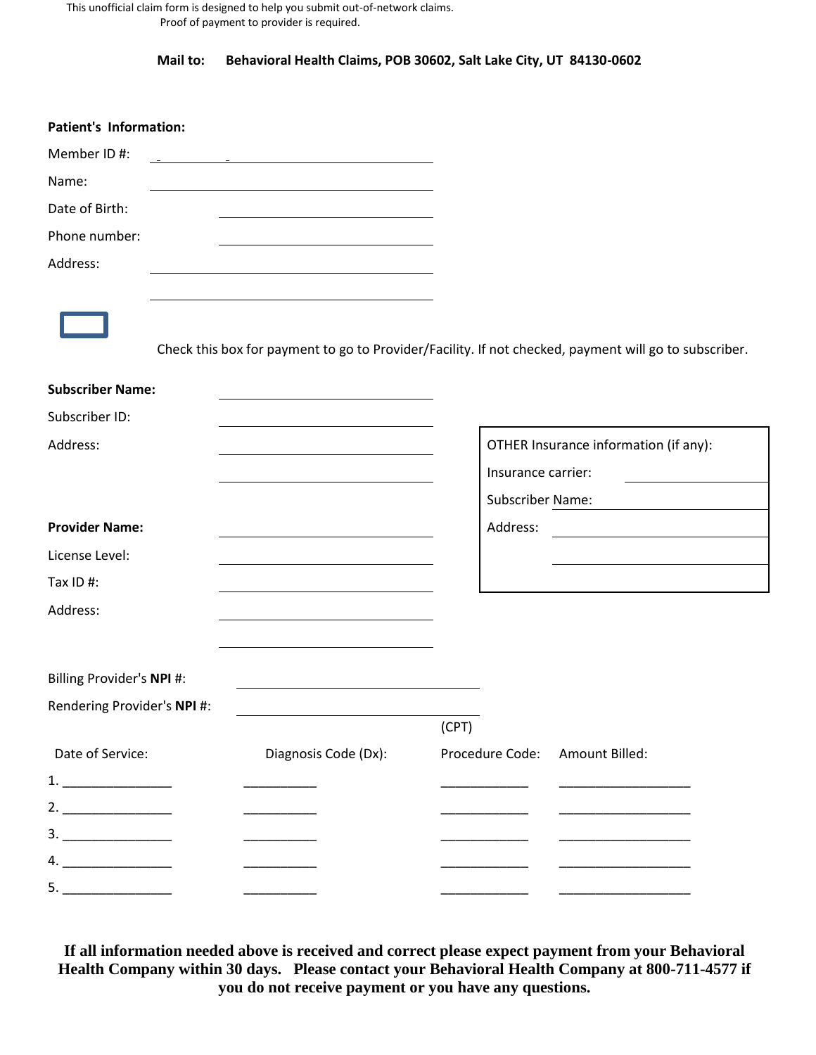This unofficial claim form is designed to help you submit out-of-network claims.
Proof of payment to provider is required.

**Mail to: Behavioral Health Claims, POB 30602, Salt Lake City, UT 84130-0602**

**Patient's Information:**

Member ID #: ______________________

Name: ______________________

Date of Birth: ______________________

Phone number: ______________________

Address: ______________________

______________________

☐ Check this box for payment to go to Provider/Facility. If not checked, payment will go to subscriber.

**Subscriber Name:** ______________________

Subscriber ID: ______________________

Address: ______________________

______________________

OTHER Insurance information (if any):

Insurance carrier: ______________________

Subscriber Name: ______________________

Address: ______________________

______________________

**Provider Name:** ______________________

License Level: ______________________

Tax ID #: ______________________

Address: ______________________

______________________

Billing Provider's **NPI** #: ______________________

Rendering Provider's **NPI** #: ______________________

| Date of Service: | Diagnosis Code (Dx): | (CPT) Procedure Code: | Amount Billed: |
|---|---|---|---|
| 1. ____________ | __________ | ____________ | ________________ |
| 2. ____________ | __________ | ____________ | ________________ |
| 3. ____________ | __________ | ____________ | ________________ |
| 4. ____________ | __________ | ____________ | ________________ |
| 5. ____________ | __________ | ____________ | ________________ |

**If all information needed above is received and correct please expect payment from your Behavioral Health Company within 30 days. Please contact your Behavioral Health Company at 800-711-4577 if you do not receive payment or you have any questions.**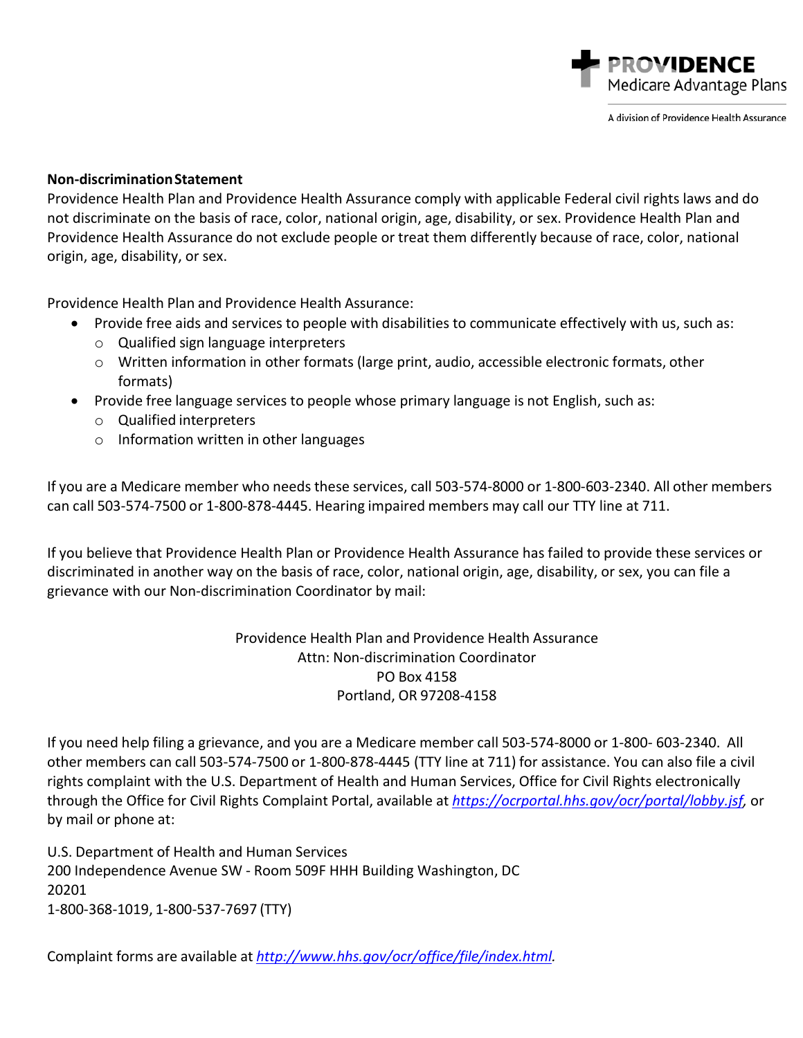**Non-discrimination Statement**

Providence Health Plan and Providence Health Assurance comply with applicable Federal civil rights laws and do not discriminate on the basis of race, color, national origin, age, disability, or sex. Providence Health Plan and Providence Health Assurance do not exclude people or treat them differently because of race, color, national origin, age, disability, or sex.

Providence Health Plan and Providence Health Assurance:

- Provide free aids and services to people with disabilities to communicate effectively with us, such as:
  - Qualified sign language interpreters
  - Written information in other formats (large print, audio, accessible electronic formats, other formats)
- Provide free language services to people whose primary language is not English, such as:
  - Qualified interpreters
  - Information written in other languages

If you are a Medicare member who needs these services, call 503-574-8000 or 1-800-603-2340. All other members can call 503-574-7500 or 1-800-878-4445. Hearing impaired members may call our TTY line at 711.

If you believe that Providence Health Plan or Providence Health Assurance has failed to provide these services or discriminated in another way on the basis of race, color, national origin, age, disability, or sex, you can file a grievance with our Non-discrimination Coordinator by mail:

Providence Health Plan and Providence Health Assurance
Attn: Non-discrimination Coordinator
PO Box 4158
Portland, OR 97208-4158

If you need help filing a grievance, and you are a Medicare member call 503-574-8000 or 1-800- 603-2340. All other members can call 503-574-7500 or 1-800-878-4445 (TTY line at 711) for assistance. You can also file a civil rights complaint with the U.S. Department of Health and Human Services, Office for Civil Rights electronically through the Office for Civil Rights Complaint Portal, available at *https://ocrportal.hhs.gov/ocr/portal/lobby.jsf*, or by mail or phone at:

U.S. Department of Health and Human Services
200 Independence Avenue SW - Room 509F HHH Building Washington, DC 20201
1-800-368-1019, 1-800-537-7697 (TTY)

Complaint forms are available at *http://www.hhs.gov/ocr/office/file/index.html*.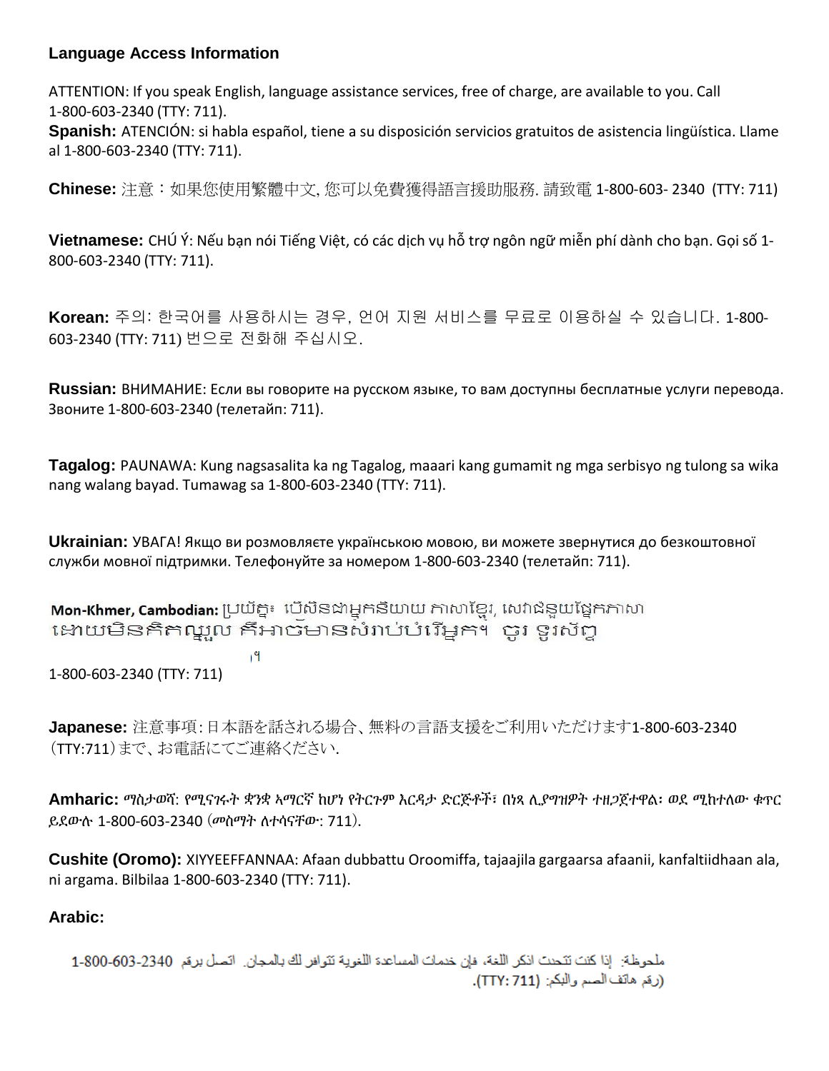## Language Access Information

ATTENTION: If you speak English, language assistance services, free of charge, are available to you. Call 1-800-603-2340 (TTY: 711).

**Spanish:** ATENCIÓN: si habla español, tiene a su disposición servicios gratuitos de asistencia lingüística. Llame al 1-800-603-2340 (TTY: 711).

**Chinese:** 注意：如果您使用繁體中文, 您可以免費獲得語言援助服務. 請致電 1-800-603- 2340 (TTY: 711)

**Vietnamese:** CHÚ Ý: Nếu bạn nói Tiếng Việt, có các dịch vụ hỗ trợ ngôn ngữ miễn phí dành cho bạn. Gọi số 1-800-603-2340 (TTY: 711).

**Korean:** 주의: 한국어를 사용하시는 경우, 언어 지원 서비스를 무료로 이용하실 수 있습니다. 1-800-603-2340 (TTY: 711) 번으로 전화해 주십시오.

**Russian:** ВНИМАНИЕ: Если вы говорите на русском языке, то вам доступны бесплатные услуги перевода. Звоните 1-800-603-2340 (телетайп: 711).

**Tagalog:** PAUNAWA: Kung nagsasalita ka ng Tagalog, maaari kang gumamit ng mga serbisyo ng tulong sa wika nang walang bayad. Tumawag sa 1-800-603-2340 (TTY: 711).

**Ukrainian:** УВАГА! Якщо ви розмовляєте українською мовою, ви можете звернутися до безкоштовної служби мовної підтримки. Телефонуйте за номером 1-800-603-2340 (телетайп: 711).

**Mon-Khmer, Cambodian:** ប្រយ័ត្ន៖ បើសិនជាអ្នកនិយាយ ភាសាខ្មែរ, សេវាជំនួយផ្នែកភាសា ដោយមិនគិតឈ្នួល គឺអាចមានសំរាប់បំរើអ្នក។ ចូរ ទូរស័ព្ទ ។

1-800-603-2340 (TTY: 711)

**Japanese:** 注意事項:日本語を話される場合、無料の言語支援をご利用いただけます1-800-603-2340（TTY:711）まで、お電話にてご連絡ください.

**Amharic:** ማስታወሻ: የሚናገሩት ቋንቋ ኣማርኛ ከሆነ የትርጉም እርዳታ ድርጅቶች፣ በነጻ ሊያግዝዎት ተዘጋጀተዋል፡ ወደ ሚከተለው ቁጥር ይደውሉ 1-800-603-2340 (መስማት ለተሳናቸው: 711).

**Cushite (Oromo):** XIYYEEFFANNAA: Afaan dubbattu Oroomiffa, tajaajila gargaarsa afaanii, kanfaltiidhaan ala, ni argama. Bilbilaa 1-800-603-2340 (TTY: 711).

**Arabic:**

ملحوظة: إذا كنت تتحدث اذكر اللغة، فإن خدمات المساعدة اللغوية تتوافر لك بالمجان. اتصل برقم 1-800-603-2340 (رقم هاتف الصم والبكم: (TTY: 711).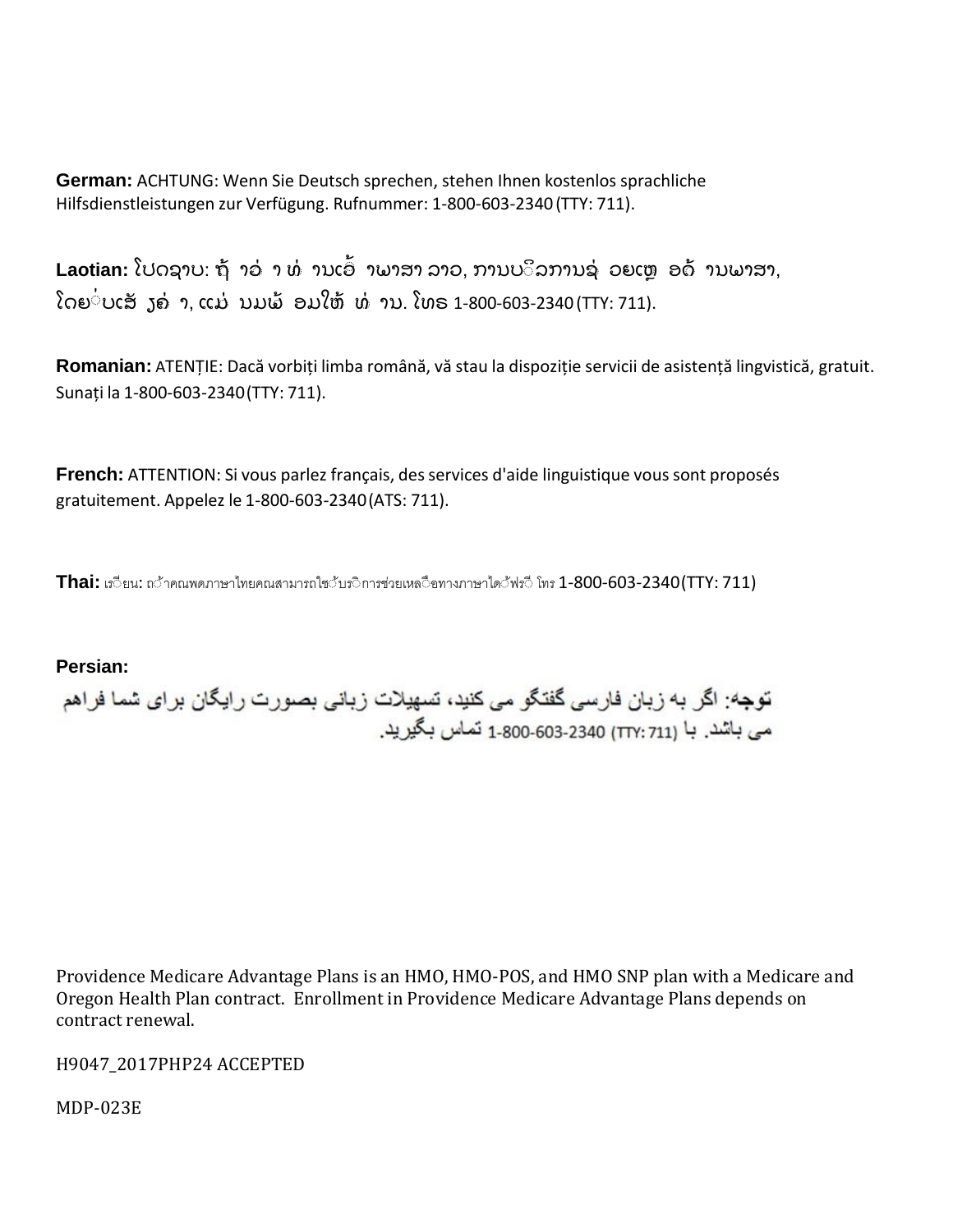**German:** ACHTUNG: Wenn Sie Deutsch sprechen, stehen Ihnen kostenlos sprachliche Hilfsdienstleistungen zur Verfügung. Rufnummer: 1-800-603-2340 (TTY: 711).

**Laotian:** ໂປດຊາບ: ຖ້ າວ່ າ ທ່ ານເວົ້ າພາສາ ລາວ, ການບໍລິການຊ່ ວຍເຫຼ ອດ້ ານພາສາ, ໂດຍບໍ່ເສັ ຽຄ່ າ, ແມ່ ນມພ້ ອມໃຫ້ ທ່ ານ. ໂທຣ 1-800-603-2340 (TTY: 711).

**Romanian:** ATENȚIE: Dacă vorbiți limba română, vă stau la dispoziție servicii de asistență lingvistică, gratuit. Sunați la 1-800-603-2340 (TTY: 711).

**French:** ATTENTION: Si vous parlez français, des services d'aide linguistique vous sont proposés gratuitement. Appelez le 1-800-603-2340 (ATS: 711).

**Thai:** เรียน: ถ้าคุณพูดภาษาไทยคุณสามารถใช้บริการช่วยเหลือทางภาษาได้ฟรี โทร 1-800-603-2340 (TTY: 711)

**Persian:**

توجه: اگر به زبان فارسی گفتگو می کنید، تسهیلات زبانی بصورت رایگان برای شما فراهم می باشد. با (TTY: 711) 1-800-603-2340 تماس بگیرید.

Providence Medicare Advantage Plans is an HMO, HMO-POS, and HMO SNP plan with a Medicare and Oregon Health Plan contract. Enrollment in Providence Medicare Advantage Plans depends on contract renewal.

H9047_2017PHP24 ACCEPTED

MDP-023E